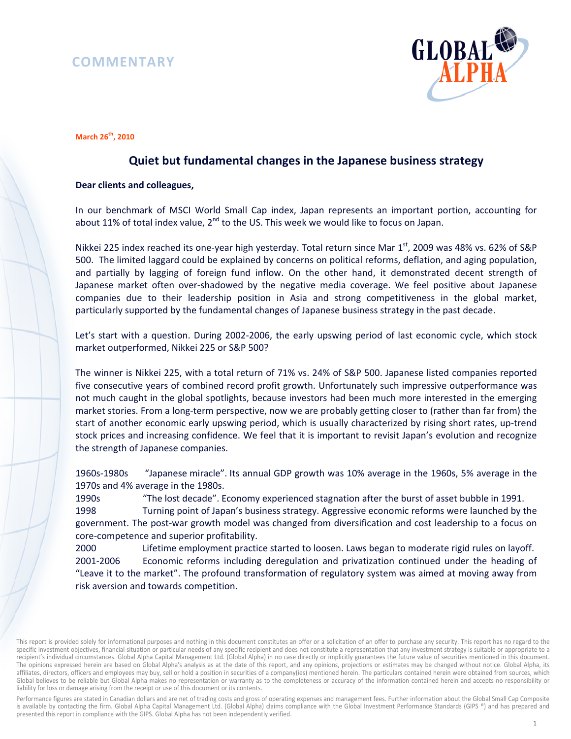COMMENTARY

GLOBAL ALPHA

**March 26th, 2010**

## Quiet but fundamental changes in the Japanese business strategy

**Dear clients and colleagues,**

In our benchmark of MSCI World Small Cap index, Japan represents an important portion, accounting for about 11% of total index value, 2nd to the US. This week we would like to focus on Japan.

Nikkei 225 index reached its one-year high yesterday. Total return since Mar 1st, 2009 was 48% vs. 62% of S&P 500. The limited laggard could be explained by concerns on political reforms, deflation, and aging population, and partially by lagging of foreign fund inflow. On the other hand, it demonstrated decent strength of Japanese market often over-shadowed by the negative media coverage. We feel positive about Japanese companies due to their leadership position in Asia and strong competitiveness in the global market, particularly supported by the fundamental changes of Japanese business strategy in the past decade.

Let's start with a question. During 2002-2006, the early upswing period of last economic cycle, which stock market outperformed, Nikkei 225 or S&P 500?

The winner is Nikkei 225, with a total return of 71% vs. 24% of S&P 500. Japanese listed companies reported five consecutive years of combined record profit growth. Unfortunately such impressive outperformance was not much caught in the global spotlights, because investors had been much more interested in the emerging market stories. From a long-term perspective, now we are probably getting closer to (rather than far from) the start of another economic early upswing period, which is usually characterized by rising short rates, up-trend stock prices and increasing confidence. We feel that it is important to revisit Japan's evolution and recognize the strength of Japanese companies.

1960s-1980s "Japanese miracle". Its annual GDP growth was 10% average in the 1960s, 5% average in the 1970s and 4% average in the 1980s.

1990s "The lost decade". Economy experienced stagnation after the burst of asset bubble in 1991.

1998 Turning point of Japan's business strategy. Aggressive economic reforms were launched by the government. The post-war growth model was changed from diversification and cost leadership to a focus on core-competence and superior profitability.

2000 Lifetime employment practice started to loosen. Laws began to moderate rigid rules on layoff.

2001-2006 Economic reforms including deregulation and privatization continued under the heading of "Leave it to the market". The profound transformation of regulatory system was aimed at moving away from risk aversion and towards competition.

This report is provided solely for informational purposes and nothing in this document constitutes an offer or a solicitation of an offer to purchase any security. This report has no regard to the specific investment objectives, financial situation or particular needs of any specific recipient and does not constitute a representation that any investment strategy is suitable or appropriate to a recipient's individual circumstances. Global Alpha Capital Management Ltd. (Global Alpha) in no case directly or implicitly guarantees the future value of securities mentioned in this document. The opinions expressed herein are based on Global Alpha's analysis as at the date of this report, and any opinions, projections or estimates may be changed without notice. Global Alpha, its affiliates, directors, officers and employees may buy, sell or hold a position in securities of a company(ies) mentioned herein. The particulars contained herein were obtained from sources, which Global believes to be reliable but Global Alpha makes no representation or warranty as to the completeness or accuracy of the information contained herein and accepts no responsibility or liability for loss or damage arising from the receipt or use of this document or its contents.

Performance figures are stated in Canadian dollars and are net of trading costs and gross of operating expenses and management fees. Further information about the Global Small Cap Composite is available by contacting the firm. Global Alpha Capital Management Ltd. (Global Alpha) claims compliance with the Global Investment Performance Standards (GIPS ®) and has prepared and presented this report in compliance with the GIPS. Global Alpha has not been independently verified.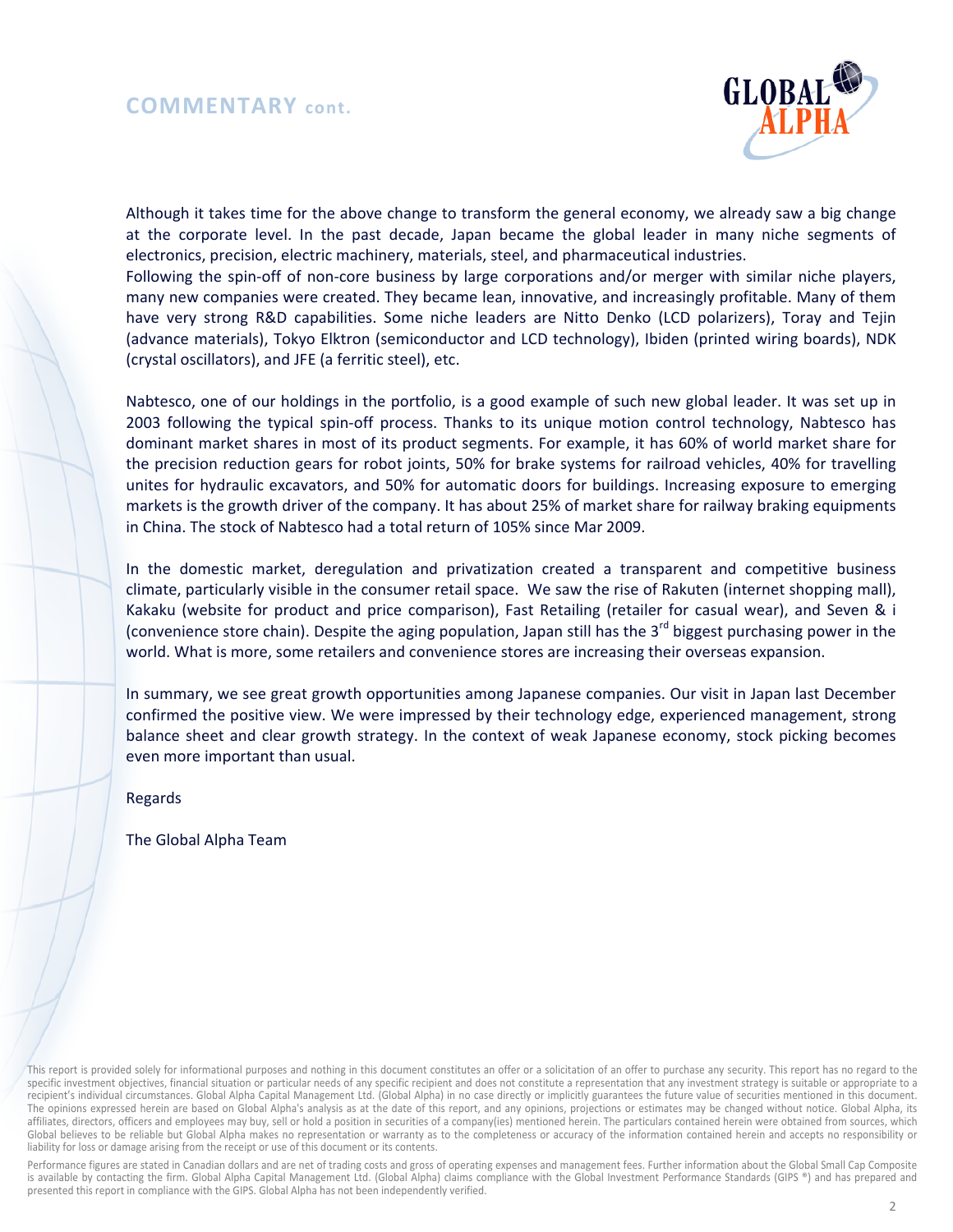## COMMENTARY cont.

Although it takes time for the above change to transform the general economy, we already saw a big change at the corporate level. In the past decade, Japan became the global leader in many niche segments of electronics, precision, electric machinery, materials, steel, and pharmaceutical industries.

Following the spin-off of non-core business by large corporations and/or merger with similar niche players, many new companies were created. They became lean, innovative, and increasingly profitable. Many of them have very strong R&D capabilities. Some niche leaders are Nitto Denko (LCD polarizers), Toray and Tejin (advance materials), Tokyo Elktron (semiconductor and LCD technology), Ibiden (printed wiring boards), NDK (crystal oscillators), and JFE (a ferritic steel), etc.

Nabtesco, one of our holdings in the portfolio, is a good example of such new global leader. It was set up in 2003 following the typical spin-off process. Thanks to its unique motion control technology, Nabtesco has dominant market shares in most of its product segments. For example, it has 60% of world market share for the precision reduction gears for robot joints, 50% for brake systems for railroad vehicles, 40% for travelling unites for hydraulic excavators, and 50% for automatic doors for buildings. Increasing exposure to emerging markets is the growth driver of the company. It has about 25% of market share for railway braking equipments in China. The stock of Nabtesco had a total return of 105% since Mar 2009.

In the domestic market, deregulation and privatization created a transparent and competitive business climate, particularly visible in the consumer retail space. We saw the rise of Rakuten (internet shopping mall), Kakaku (website for product and price comparison), Fast Retailing (retailer for casual wear), and Seven & i (convenience store chain). Despite the aging population, Japan still has the 3rd biggest purchasing power in the world. What is more, some retailers and convenience stores are increasing their overseas expansion.

In summary, we see great growth opportunities among Japanese companies. Our visit in Japan last December confirmed the positive view. We were impressed by their technology edge, experienced management, strong balance sheet and clear growth strategy. In the context of weak Japanese economy, stock picking becomes even more important than usual.

Regards

The Global Alpha Team

This report is provided solely for informational purposes and nothing in this document constitutes an offer or a solicitation of an offer to purchase any security. This report has no regard to the specific investment objectives, financial situation or particular needs of any specific recipient and does not constitute a representation that any investment strategy is suitable or appropriate to a recipient's individual circumstances. Global Alpha Capital Management Ltd. (Global Alpha) in no case directly or implicitly guarantees the future value of securities mentioned in this document. The opinions expressed herein are based on Global Alpha's analysis as at the date of this report, and any opinions, projections or estimates may be changed without notice. Global Alpha, its affiliates, directors, officers and employees may buy, sell or hold a position in securities of a company(ies) mentioned herein. The particulars contained herein were obtained from sources, which Global believes to be reliable but Global Alpha makes no representation or warranty as to the completeness or accuracy of the information contained herein and accepts no responsibility or liability for loss or damage arising from the receipt or use of this document or its contents.

Performance figures are stated in Canadian dollars and are net of trading costs and gross of operating expenses and management fees. Further information about the Global Small Cap Composite is available by contacting the firm. Global Alpha Capital Management Ltd. (Global Alpha) claims compliance with the Global Investment Performance Standards (GIPS ®) and has prepared and presented this report in compliance with the GIPS. Global Alpha has not been independently verified.